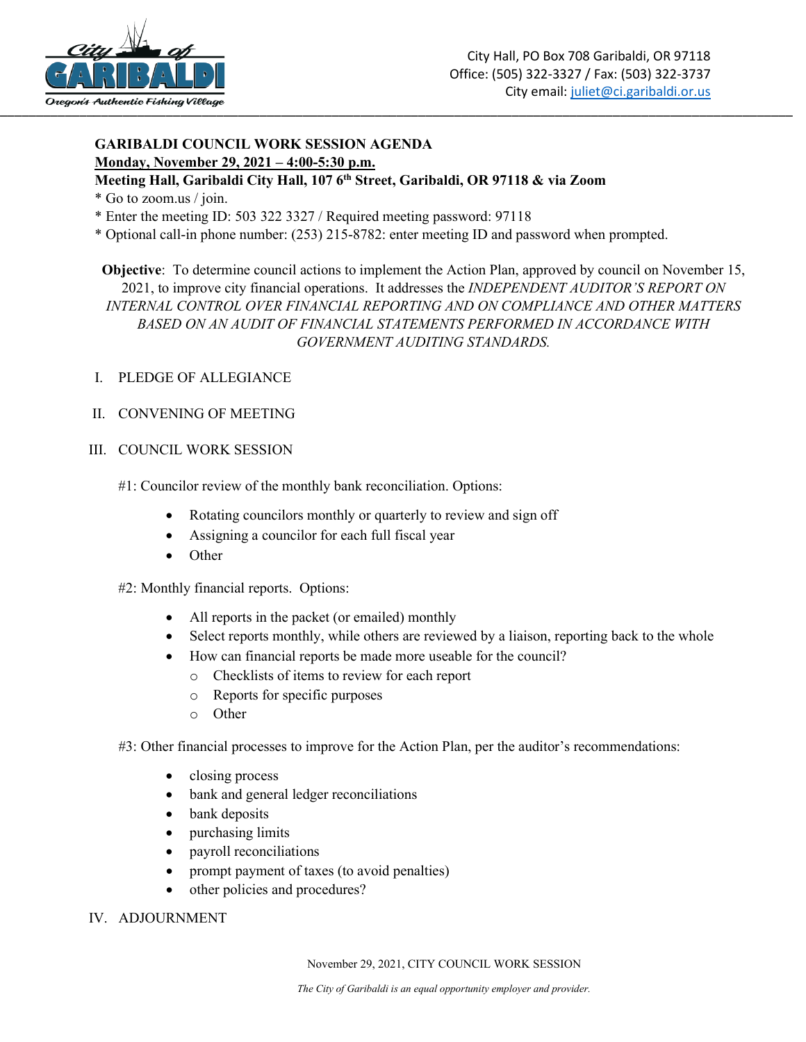City Hall, PO Box 708 Garibaldi, OR 97118
Office: (505) 322-3327 / Fax: (503) 322-3737
City email: juliet@ci.garibaldi.or.us

**GARIBALDI COUNCIL WORK SESSION AGENDA**
**Monday, November 29, 2021 – 4:00-5:30 p.m.**
**Meeting Hall, Garibaldi City Hall, 107 6th Street, Garibaldi, OR 97118 & via Zoom**
* Go to zoom.us / join.
* Enter the meeting ID: 503 322 3327 / Required meeting password: 97118
* Optional call-in phone number: (253) 215-8782: enter meeting ID and password when prompted.

**Objective**: To determine council actions to implement the Action Plan, approved by council on November 15, 2021, to improve city financial operations. It addresses the *INDEPENDENT AUDITOR'S REPORT ON INTERNAL CONTROL OVER FINANCIAL REPORTING AND ON COMPLIANCE AND OTHER MATTERS BASED ON AN AUDIT OF FINANCIAL STATEMENTS PERFORMED IN ACCORDANCE WITH GOVERNMENT AUDITING STANDARDS.*

I. PLEDGE OF ALLEGIANCE

II. CONVENING OF MEETING

III. COUNCIL WORK SESSION

#1: Councilor review of the monthly bank reconciliation. Options:

- Rotating councilors monthly or quarterly to review and sign off
- Assigning a councilor for each full fiscal year
- Other

#2: Monthly financial reports. Options:

- All reports in the packet (or emailed) monthly
- Select reports monthly, while others are reviewed by a liaison, reporting back to the whole
- How can financial reports be made more useable for the council?
  - Checklists of items to review for each report
  - Reports for specific purposes
  - Other

#3: Other financial processes to improve for the Action Plan, per the auditor's recommendations:

- closing process
- bank and general ledger reconciliations
- bank deposits
- purchasing limits
- payroll reconciliations
- prompt payment of taxes (to avoid penalties)
- other policies and procedures?

IV. ADJOURNMENT

*The City of Garibaldi is an equal opportunity employer and provider.*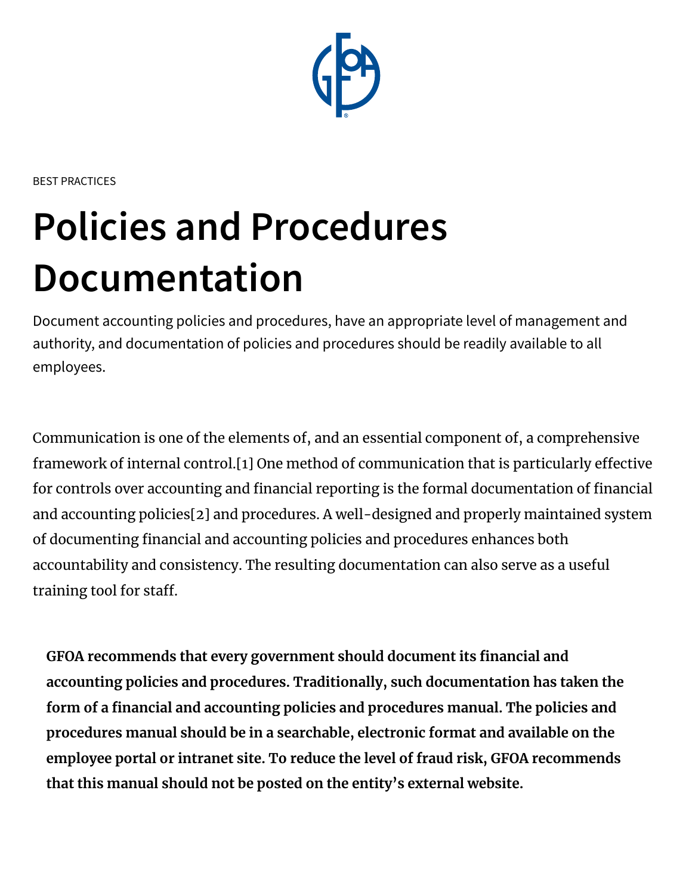BEST PRACTICES

# Policies and Procedures Documentation

Document accounting policies and procedures, have an appropriate level of management and authority, and documentation of policies and procedures should be readily available to all employees.

Communication is one of the elements of, and an essential component of, a comprehensive framework of internal control.[1] One method of communication that is particularly effective for controls over accounting and financial reporting is the formal documentation of financial and accounting policies[2] and procedures. A well-designed and properly maintained system of documenting financial and accounting policies and procedures enhances both accountability and consistency. The resulting documentation can also serve as a useful training tool for staff.

**GFOA recommends that every government should document its financial and accounting policies and procedures. Traditionally, such documentation has taken the form of a financial and accounting policies and procedures manual. The policies and procedures manual should be in a searchable, electronic format and available on the employee portal or intranet site. To reduce the level of fraud risk, GFOA recommends that this manual should not be posted on the entity's external website.**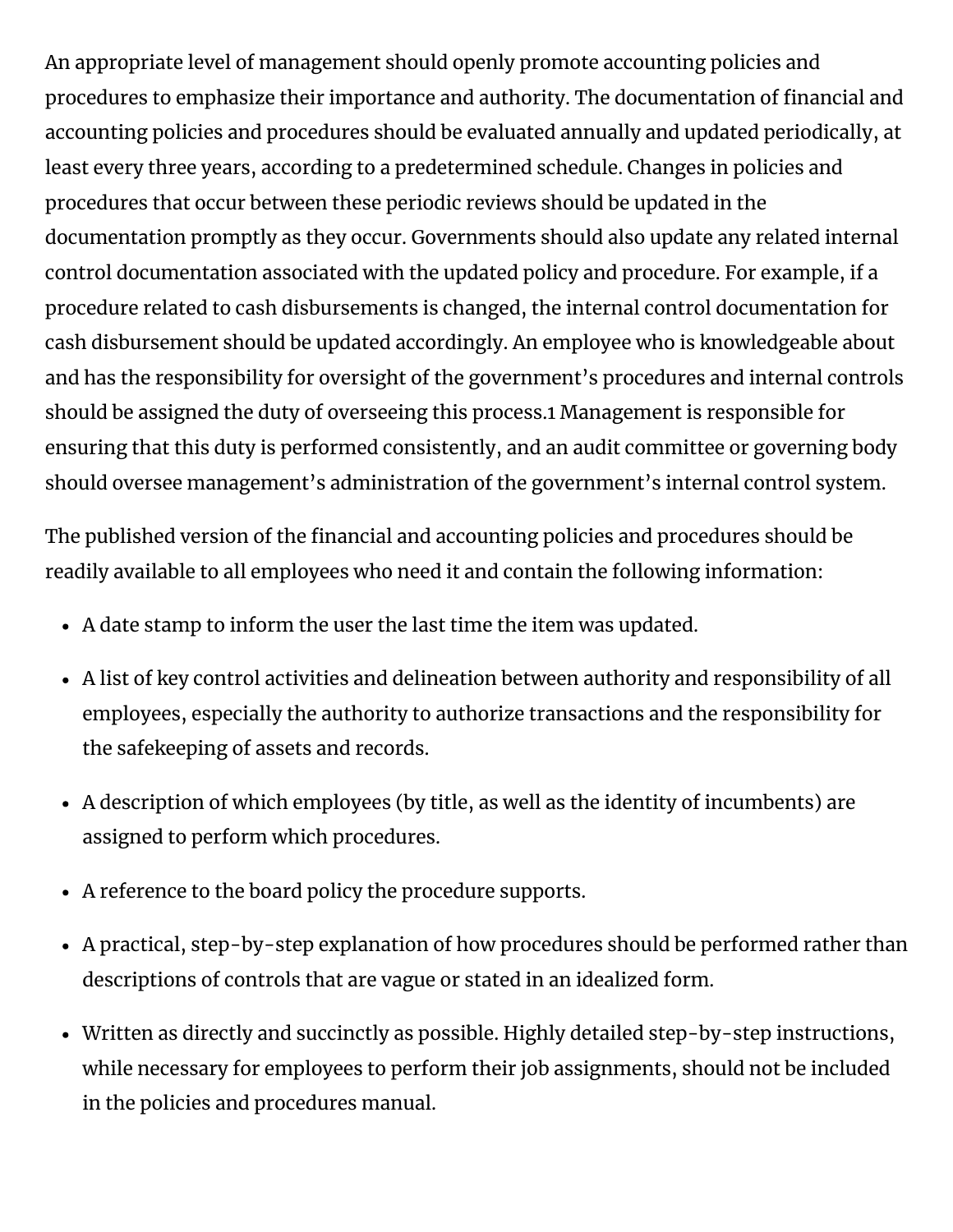An appropriate level of management should openly promote accounting policies and procedures to emphasize their importance and authority. The documentation of financial and accounting policies and procedures should be evaluated annually and updated periodically, at least every three years, according to a predetermined schedule. Changes in policies and procedures that occur between these periodic reviews should be updated in the documentation promptly as they occur. Governments should also update any related internal control documentation associated with the updated policy and procedure. For example, if a procedure related to cash disbursements is changed, the internal control documentation for cash disbursement should be updated accordingly. An employee who is knowledgeable about and has the responsibility for oversight of the government's procedures and internal controls should be assigned the duty of overseeing this process.[1] Management is responsible for ensuring that this duty is performed consistently, and an audit committee or governing body should oversee management's administration of the government's internal control system.

The published version of the financial and accounting policies and procedures should be readily available to all employees who need it and contain the following information:

- A date stamp to inform the user the last time the item was updated.
- A list of key control activities and delineation between authority and responsibility of all employees, especially the authority to authorize transactions and the responsibility for the safekeeping of assets and records.
- A description of which employees (by title, as well as the identity of incumbents) are assigned to perform which procedures.
- A reference to the board policy the procedure supports.
- A practical, step-by-step explanation of how procedures should be performed rather than descriptions of controls that are vague or stated in an idealized form.
- Written as directly and succinctly as possible. Highly detailed step-by-step instructions, while necessary for employees to perform their job assignments, should not be included in the policies and procedures manual.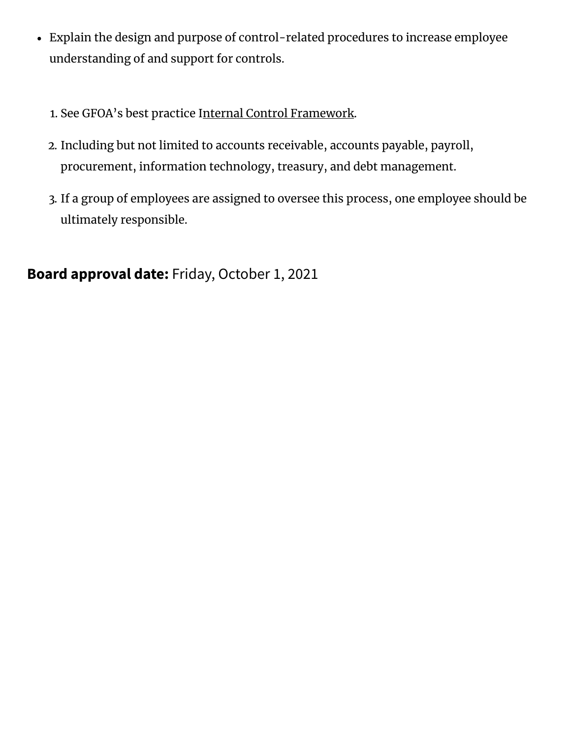- Explain the design and purpose of control-related procedures to increase employee understanding of and support for controls.

1. See GFOA's best practice Internal Control Framework.
2. Including but not limited to accounts receivable, accounts payable, payroll, procurement, information technology, treasury, and debt management.
3. If a group of employees are assigned to oversee this process, one employee should be ultimately responsible.

**Board approval date:** Friday, October 1, 2021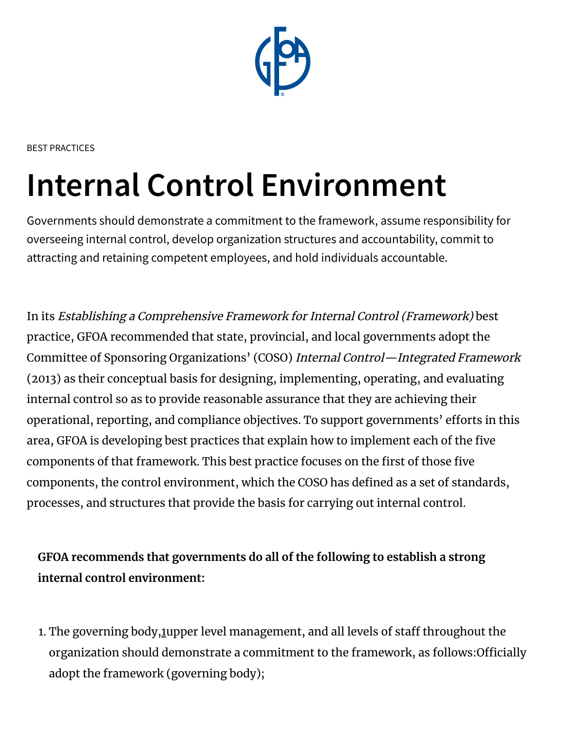BEST PRACTICES

# Internal Control Environment

Governments should demonstrate a commitment to the framework, assume responsibility for overseeing internal control, develop organization structures and accountability, commit to attracting and retaining competent employees, and hold individuals accountable.

In its *Establishing a Comprehensive Framework for Internal Control (Framework)* best practice, GFOA recommended that state, provincial, and local governments adopt the Committee of Sponsoring Organizations' (COSO) *Internal Control—Integrated Framework* (2013) as their conceptual basis for designing, implementing, operating, and evaluating internal control so as to provide reasonable assurance that they are achieving their operational, reporting, and compliance objectives. To support governments' efforts in this area, GFOA is developing best practices that explain how to implement each of the five components of that framework. This best practice focuses on the first of those five components, the control environment, which the COSO has defined as a set of standards, processes, and structures that provide the basis for carrying out internal control.

**GFOA recommends that governments do all of the following to establish a strong internal control environment:**

1. The governing body,[1]upper level management, and all levels of staff throughout the organization should demonstrate a commitment to the framework, as follows:Officially adopt the framework (governing body);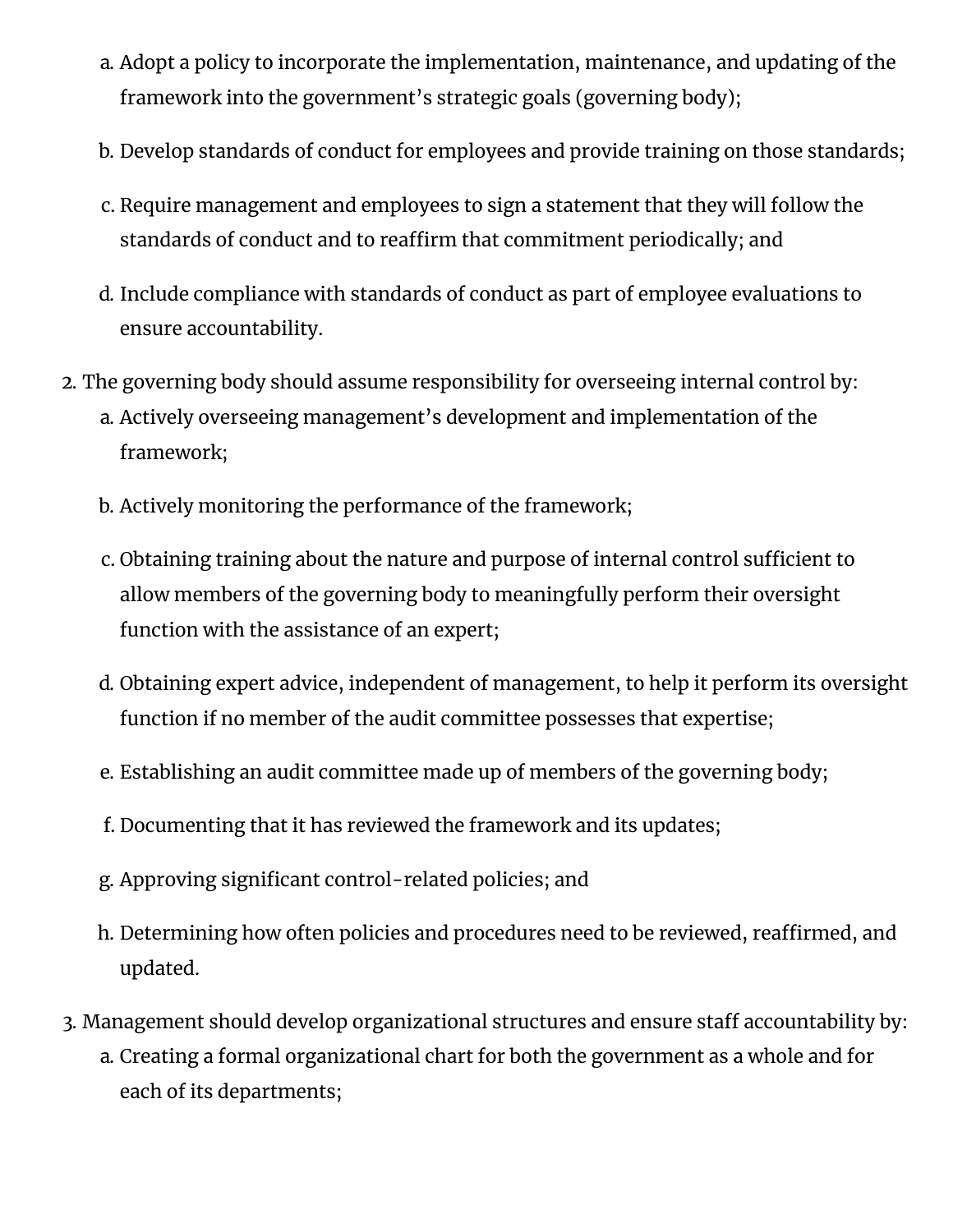a. Adopt a policy to incorporate the implementation, maintenance, and updating of the framework into the government's strategic goals (governing body);

   b. Develop standards of conduct for employees and provide training on those standards;

   c. Require management and employees to sign a statement that they will follow the standards of conduct and to reaffirm that commitment periodically; and

   d. Include compliance with standards of conduct as part of employee evaluations to ensure accountability.

2. The governing body should assume responsibility for overseeing internal control by:
   a. Actively overseeing management's development and implementation of the framework;

   b. Actively monitoring the performance of the framework;

   c. Obtaining training about the nature and purpose of internal control sufficient to allow members of the governing body to meaningfully perform their oversight function with the assistance of an expert;

   d. Obtaining expert advice, independent of management, to help it perform its oversight function if no member of the audit committee possesses that expertise;

   e. Establishing an audit committee made up of members of the governing body;

   f. Documenting that it has reviewed the framework and its updates;

   g. Approving significant control-related policies; and

   h. Determining how often policies and procedures need to be reviewed, reaffirmed, and updated.

3. Management should develop organizational structures and ensure staff accountability by:
   a. Creating a formal organizational chart for both the government as a whole and for each of its departments;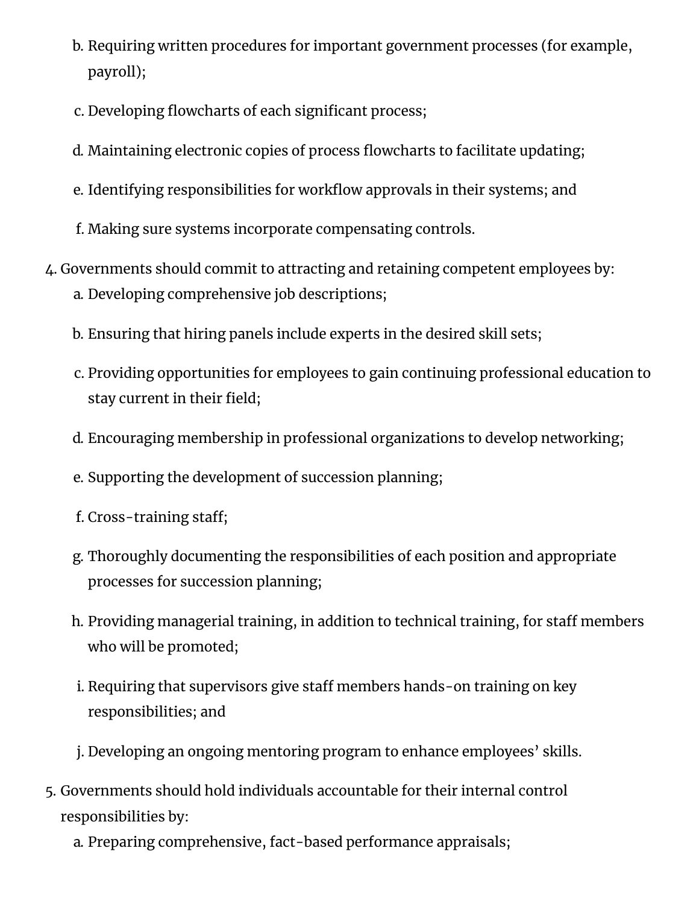b. Requiring written procedures for important government processes (for example, payroll);

c. Developing flowcharts of each significant process;

d. Maintaining electronic copies of process flowcharts to facilitate updating;

e. Identifying responsibilities for workflow approvals in their systems; and

f. Making sure systems incorporate compensating controls.

4. Governments should commit to attracting and retaining competent employees by:
   a. Developing comprehensive job descriptions;

   b. Ensuring that hiring panels include experts in the desired skill sets;

   c. Providing opportunities for employees to gain continuing professional education to stay current in their field;

   d. Encouraging membership in professional organizations to develop networking;

   e. Supporting the development of succession planning;

   f. Cross-training staff;

   g. Thoroughly documenting the responsibilities of each position and appropriate processes for succession planning;

   h. Providing managerial training, in addition to technical training, for staff members who will be promoted;

   i. Requiring that supervisors give staff members hands-on training on key responsibilities; and

   j. Developing an ongoing mentoring program to enhance employees' skills.

5. Governments should hold individuals accountable for their internal control responsibilities by:
   a. Preparing comprehensive, fact-based performance appraisals;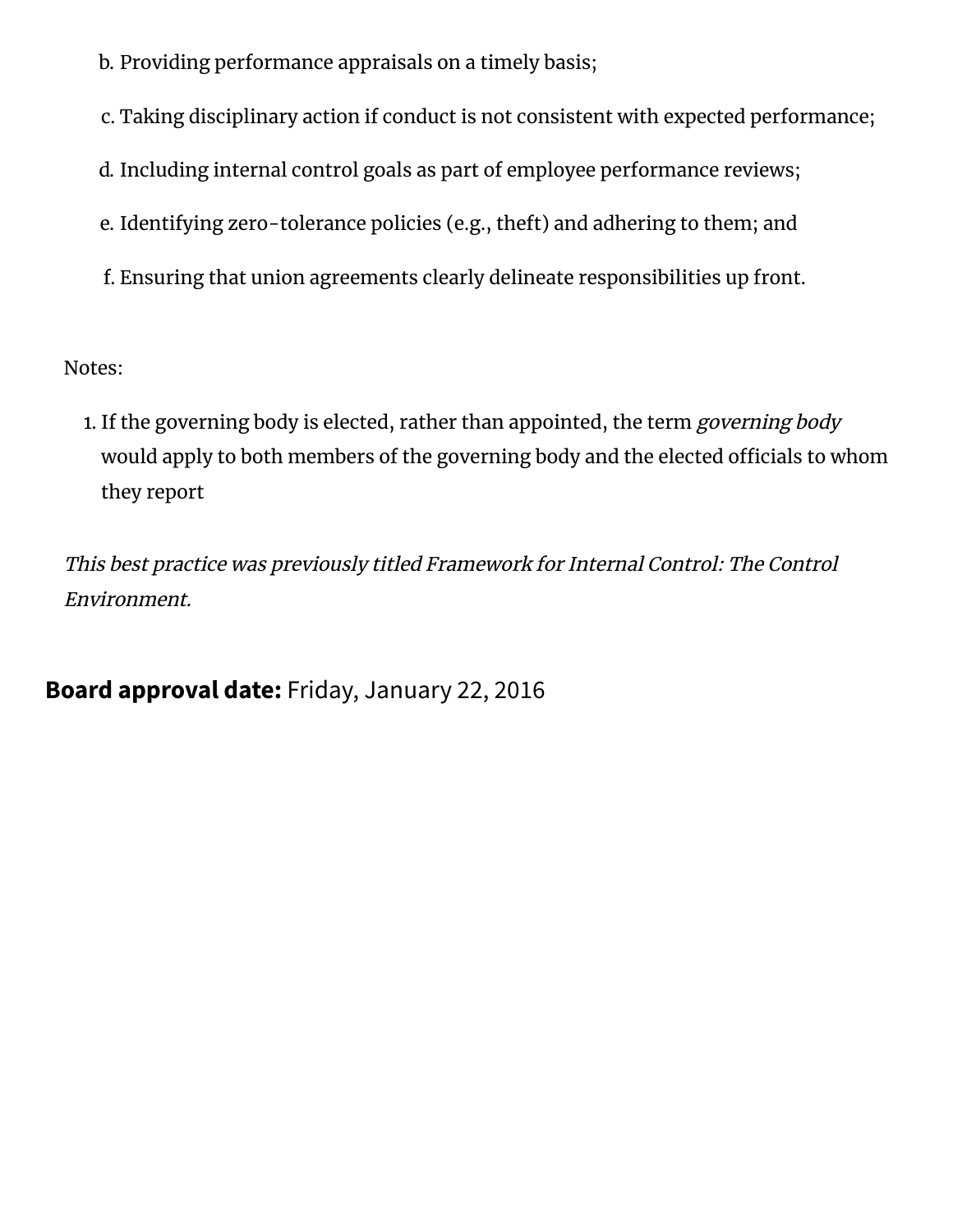b. Providing performance appraisals on a timely basis;

c. Taking disciplinary action if conduct is not consistent with expected performance;

d. Including internal control goals as part of employee performance reviews;

e. Identifying zero-tolerance policies (e.g., theft) and adhering to them; and

f. Ensuring that union agreements clearly delineate responsibilities up front.

Notes:

1. If the governing body is elected, rather than appointed, the term *governing body* would apply to both members of the governing body and the elected officials to whom they report

*This best practice was previously titled Framework for Internal Control: The Control Environment.*

**Board approval date:** Friday, January 22, 2016